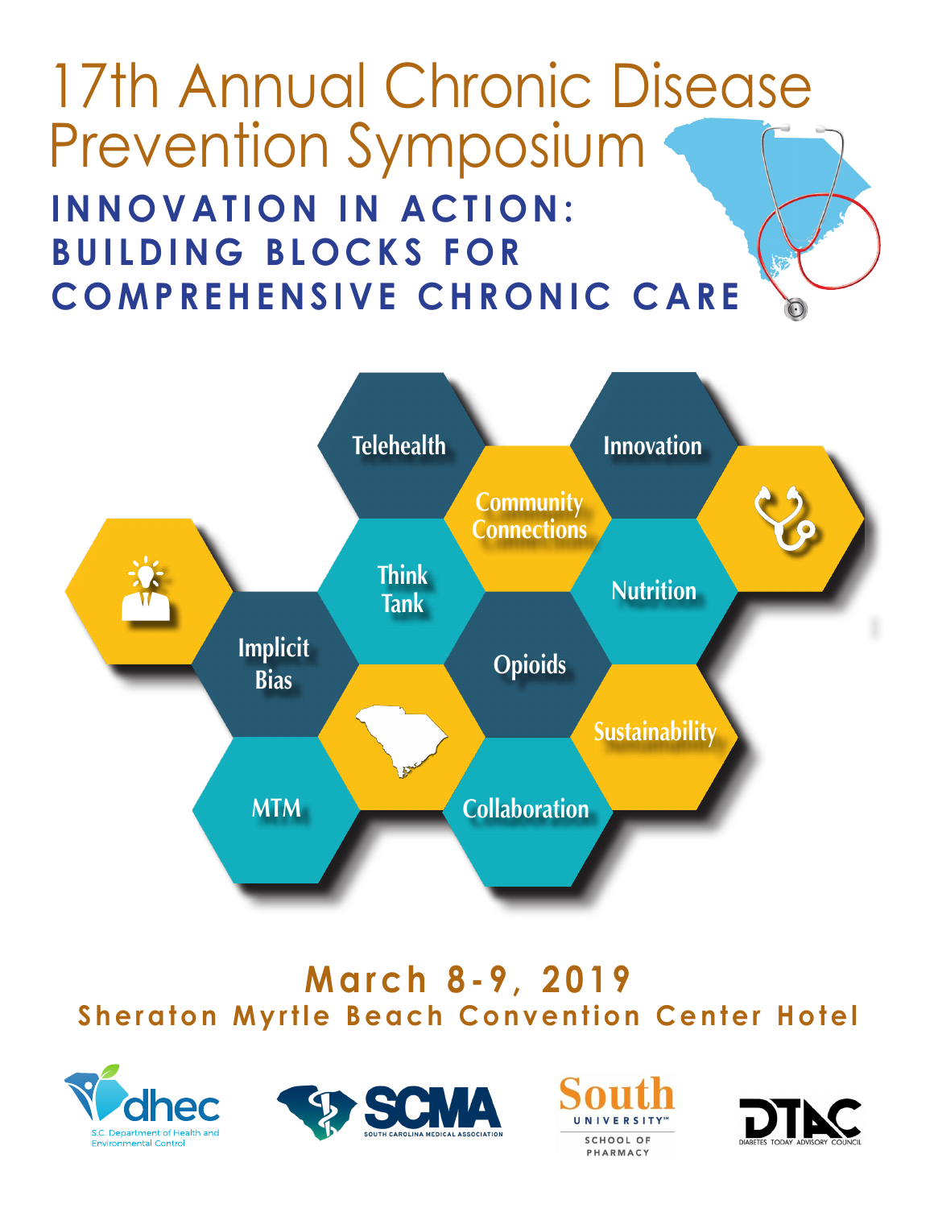# 17th Annual Chronic Disease Prevention Symposium

## INNOVATION IN ACTION: BUILDING BLOCKS FOR COMPREHENSIVE CHRONIC CARE

Telehealth

Innovation

Community Connections

Think Tank

Nutrition

Implicit Bias

Opioids

Sustainability

MTM

Collaboration

**March 8-9, 2019**

**Sheraton Myrtle Beach Convention Center Hotel**

dhec S.C. Department of Health and Environmental Control

SCMA SOUTH CAROLINA MEDICAL ASSOCIATION

South University™ SCHOOL OF PHARMACY

DTAC DIABETES TODAY ADVISORY COUNCIL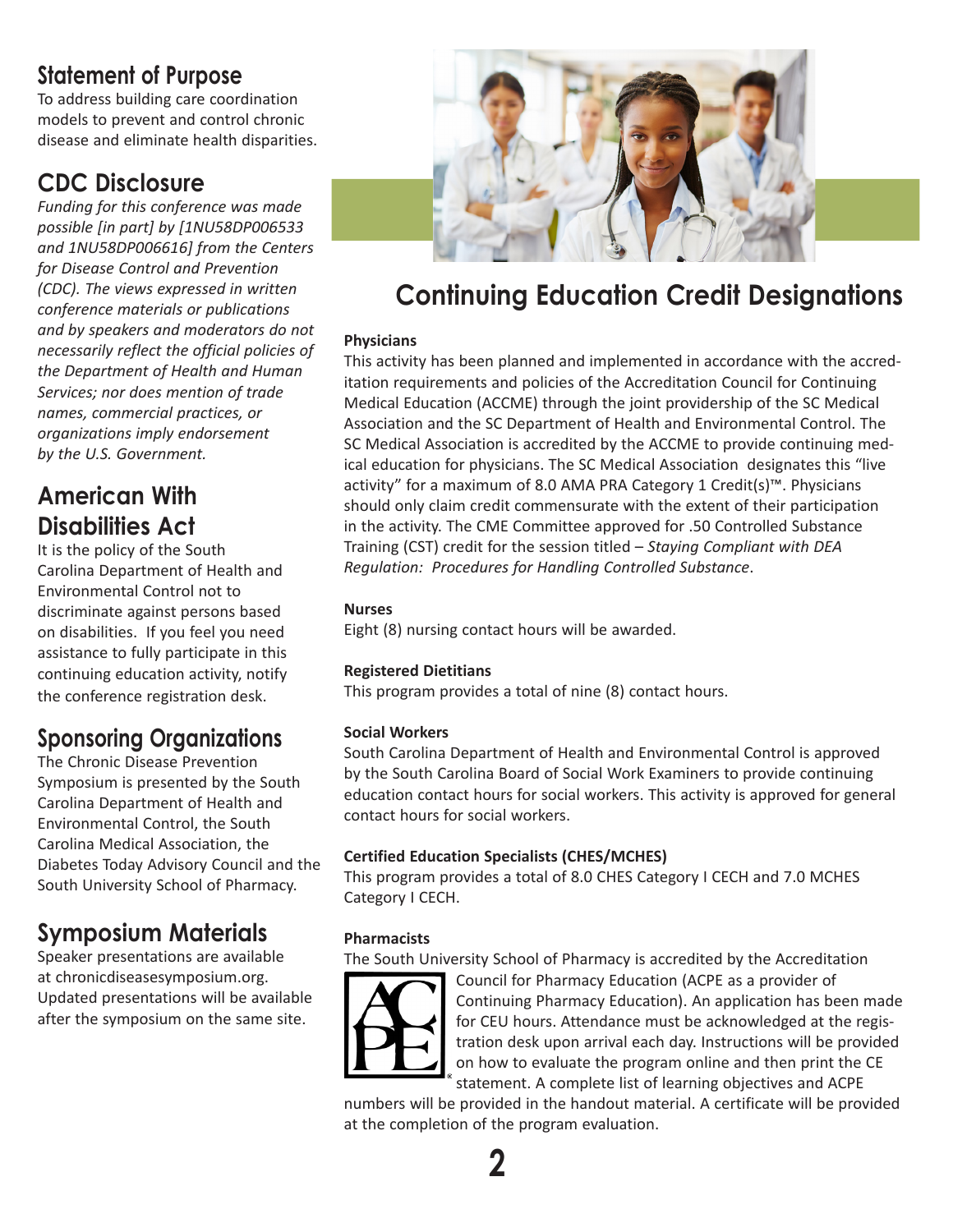## Statement of Purpose

To address building care coordination models to prevent and control chronic disease and eliminate health disparities.

## CDC Disclosure

*Funding for this conference was made possible [in part] by [1NU58DP006533 and 1NU58DP006616] from the Centers for Disease Control and Prevention (CDC). The views expressed in written conference materials or publications and by speakers and moderators do not necessarily reflect the official policies of the Department of Health and Human Services; nor does mention of trade names, commercial practices, or organizations imply endorsement by the U.S. Government.*

## American With Disabilities Act

It is the policy of the South Carolina Department of Health and Environmental Control not to discriminate against persons based on disabilities. If you feel you need assistance to fully participate in this continuing education activity, notify the conference registration desk.

## Sponsoring Organizations

The Chronic Disease Prevention Symposium is presented by the South Carolina Department of Health and Environmental Control, the South Carolina Medical Association, the Diabetes Today Advisory Council and the South University School of Pharmacy.

## Symposium Materials

Speaker presentations are available at chronicdiseasesymposium.org. Updated presentations will be available after the symposium on the same site.

# Continuing Education Credit Designations

**Physicians**

This activity has been planned and implemented in accordance with the accreditation requirements and policies of the Accreditation Council for Continuing Medical Education (ACCME) through the joint providership of the SC Medical Association and the SC Department of Health and Environmental Control. The SC Medical Association is accredited by the ACCME to provide continuing medical education for physicians. The SC Medical Association designates this "live activity" for a maximum of 8.0 AMA PRA Category 1 Credit(s)™. Physicians should only claim credit commensurate with the extent of their participation in the activity. The CME Committee approved for .50 Controlled Substance Training (CST) credit for the session titled – *Staying Compliant with DEA Regulation: Procedures for Handling Controlled Substance*.

**Nurses**

Eight (8) nursing contact hours will be awarded.

**Registered Dietitians**

This program provides a total of nine (8) contact hours.

**Social Workers**

South Carolina Department of Health and Environmental Control is approved by the South Carolina Board of Social Work Examiners to provide continuing education contact hours for social workers. This activity is approved for general contact hours for social workers.

**Certified Education Specialists (CHES/MCHES)**

This program provides a total of 8.0 CHES Category I CECH and 7.0 MCHES Category I CECH.

**Pharmacists**

The South University School of Pharmacy is accredited by the Accreditation Council for Pharmacy Education (ACPE as a provider of Continuing Pharmacy Education). An application has been made for CEU hours. Attendance must be acknowledged at the registration desk upon arrival each day. Instructions will be provided on how to evaluate the program online and then print the CE statement. A complete list of learning objectives and ACPE numbers will be provided in the handout material. A certificate will be provided at the completion of the program evaluation.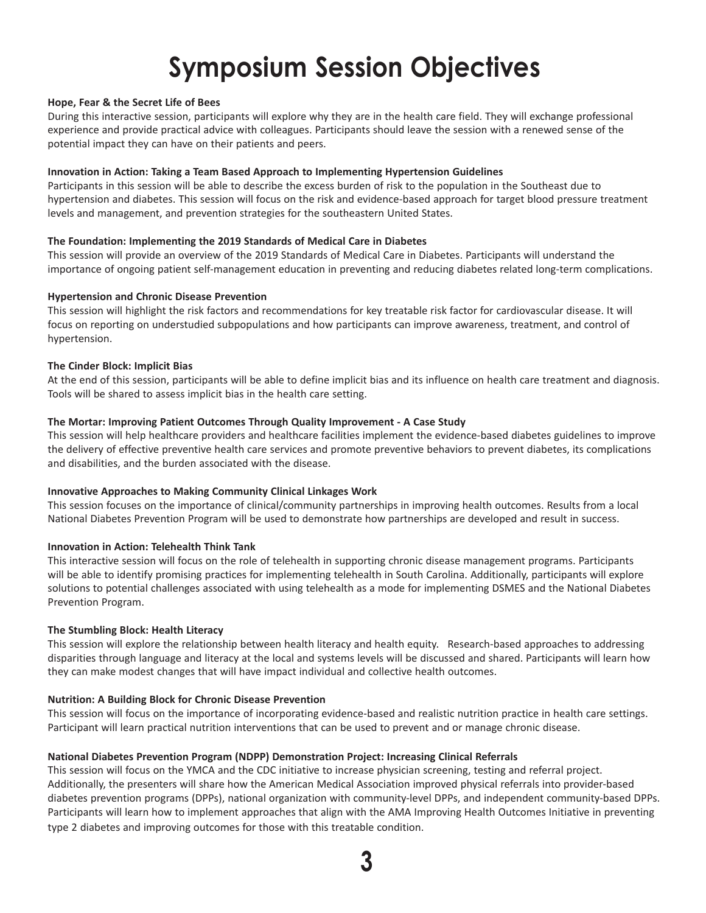# Symposium Session Objectives

**Hope, Fear & the Secret Life of Bees**

During this interactive session, participants will explore why they are in the health care field. They will exchange professional experience and provide practical advice with colleagues. Participants should leave the session with a renewed sense of the potential impact they can have on their patients and peers.

**Innovation in Action: Taking a Team Based Approach to Implementing Hypertension Guidelines**

Participants in this session will be able to describe the excess burden of risk to the population in the Southeast due to hypertension and diabetes. This session will focus on the risk and evidence-based approach for target blood pressure treatment levels and management, and prevention strategies for the southeastern United States.

**The Foundation: Implementing the 2019 Standards of Medical Care in Diabetes**

This session will provide an overview of the 2019 Standards of Medical Care in Diabetes. Participants will understand the importance of ongoing patient self-management education in preventing and reducing diabetes related long-term complications.

**Hypertension and Chronic Disease Prevention**

This session will highlight the risk factors and recommendations for key treatable risk factor for cardiovascular disease. It will focus on reporting on understudied subpopulations and how participants can improve awareness, treatment, and control of hypertension.

**The Cinder Block: Implicit Bias**

At the end of this session, participants will be able to define implicit bias and its influence on health care treatment and diagnosis. Tools will be shared to assess implicit bias in the health care setting.

**The Mortar: Improving Patient Outcomes Through Quality Improvement - A Case Study**

This session will help healthcare providers and healthcare facilities implement the evidence-based diabetes guidelines to improve the delivery of effective preventive health care services and promote preventive behaviors to prevent diabetes, its complications and disabilities, and the burden associated with the disease.

**Innovative Approaches to Making Community Clinical Linkages Work**

This session focuses on the importance of clinical/community partnerships in improving health outcomes. Results from a local National Diabetes Prevention Program will be used to demonstrate how partnerships are developed and result in success.

**Innovation in Action: Telehealth Think Tank**

This interactive session will focus on the role of telehealth in supporting chronic disease management programs. Participants will be able to identify promising practices for implementing telehealth in South Carolina. Additionally, participants will explore solutions to potential challenges associated with using telehealth as a mode for implementing DSMES and the National Diabetes Prevention Program.

**The Stumbling Block: Health Literacy**

This session will explore the relationship between health literacy and health equity. Research-based approaches to addressing disparities through language and literacy at the local and systems levels will be discussed and shared. Participants will learn how they can make modest changes that will have impact individual and collective health outcomes.

**Nutrition: A Building Block for Chronic Disease Prevention**

This session will focus on the importance of incorporating evidence-based and realistic nutrition practice in health care settings. Participant will learn practical nutrition interventions that can be used to prevent and or manage chronic disease.

**National Diabetes Prevention Program (NDPP) Demonstration Project: Increasing Clinical Referrals**

This session will focus on the YMCA and the CDC initiative to increase physician screening, testing and referral project. Additionally, the presenters will share how the American Medical Association improved physical referrals into provider-based diabetes prevention programs (DPPs), national organization with community-level DPPs, and independent community-based DPPs. Participants will learn how to implement approaches that align with the AMA Improving Health Outcomes Initiative in preventing type 2 diabetes and improving outcomes for those with this treatable condition.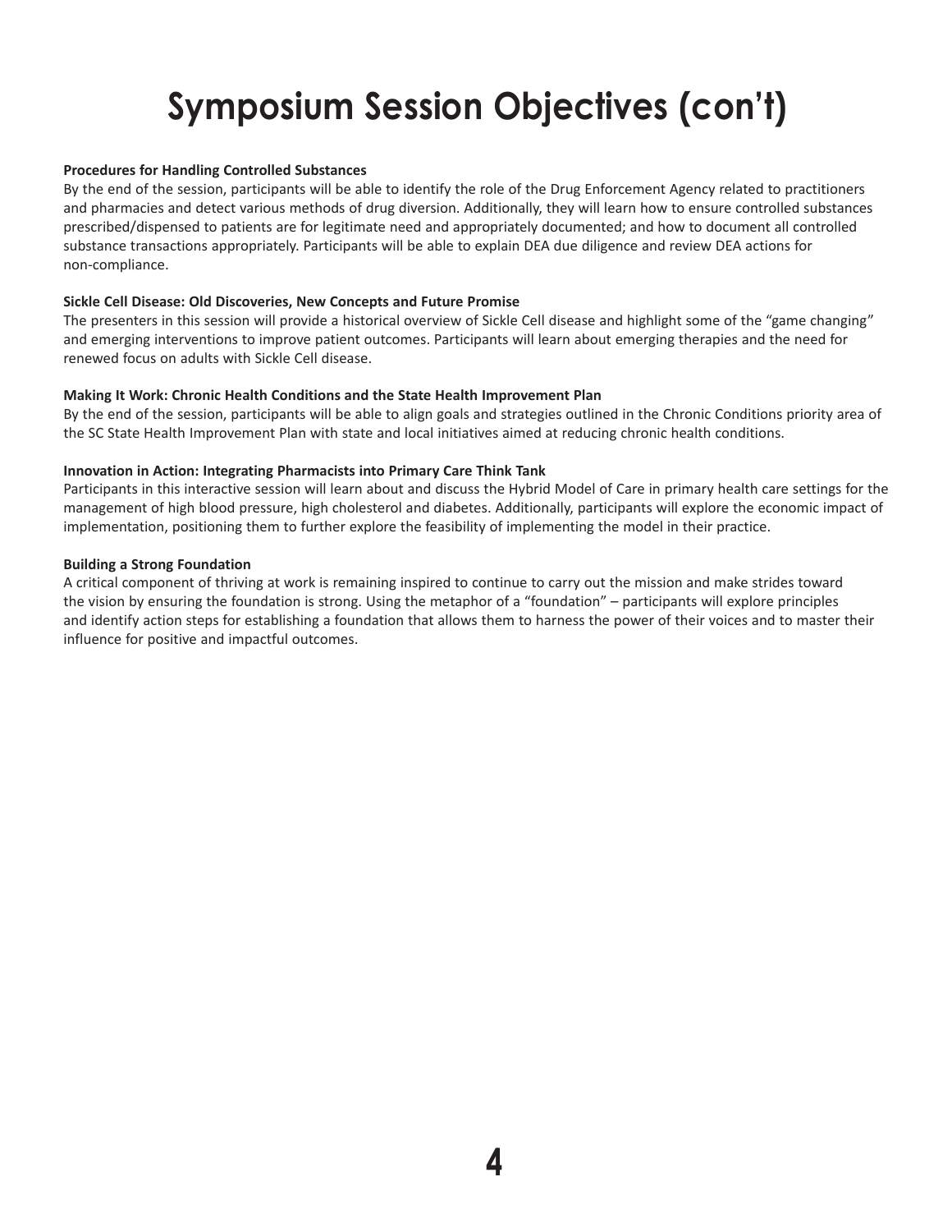# Symposium Session Objectives (con't)

**Procedures for Handling Controlled Substances**

By the end of the session, participants will be able to identify the role of the Drug Enforcement Agency related to practitioners and pharmacies and detect various methods of drug diversion. Additionally, they will learn how to ensure controlled substances prescribed/dispensed to patients are for legitimate need and appropriately documented; and how to document all controlled substance transactions appropriately. Participants will be able to explain DEA due diligence and review DEA actions for non-compliance.

**Sickle Cell Disease: Old Discoveries, New Concepts and Future Promise**

The presenters in this session will provide a historical overview of Sickle Cell disease and highlight some of the "game changing" and emerging interventions to improve patient outcomes. Participants will learn about emerging therapies and the need for renewed focus on adults with Sickle Cell disease.

**Making It Work: Chronic Health Conditions and the State Health Improvement Plan**

By the end of the session, participants will be able to align goals and strategies outlined in the Chronic Conditions priority area of the SC State Health Improvement Plan with state and local initiatives aimed at reducing chronic health conditions.

**Innovation in Action: Integrating Pharmacists into Primary Care Think Tank**

Participants in this interactive session will learn about and discuss the Hybrid Model of Care in primary health care settings for the management of high blood pressure, high cholesterol and diabetes. Additionally, participants will explore the economic impact of implementation, positioning them to further explore the feasibility of implementing the model in their practice.

**Building a Strong Foundation**

A critical component of thriving at work is remaining inspired to continue to carry out the mission and make strides toward the vision by ensuring the foundation is strong. Using the metaphor of a "foundation" – participants will explore principles and identify action steps for establishing a foundation that allows them to harness the power of their voices and to master their influence for positive and impactful outcomes.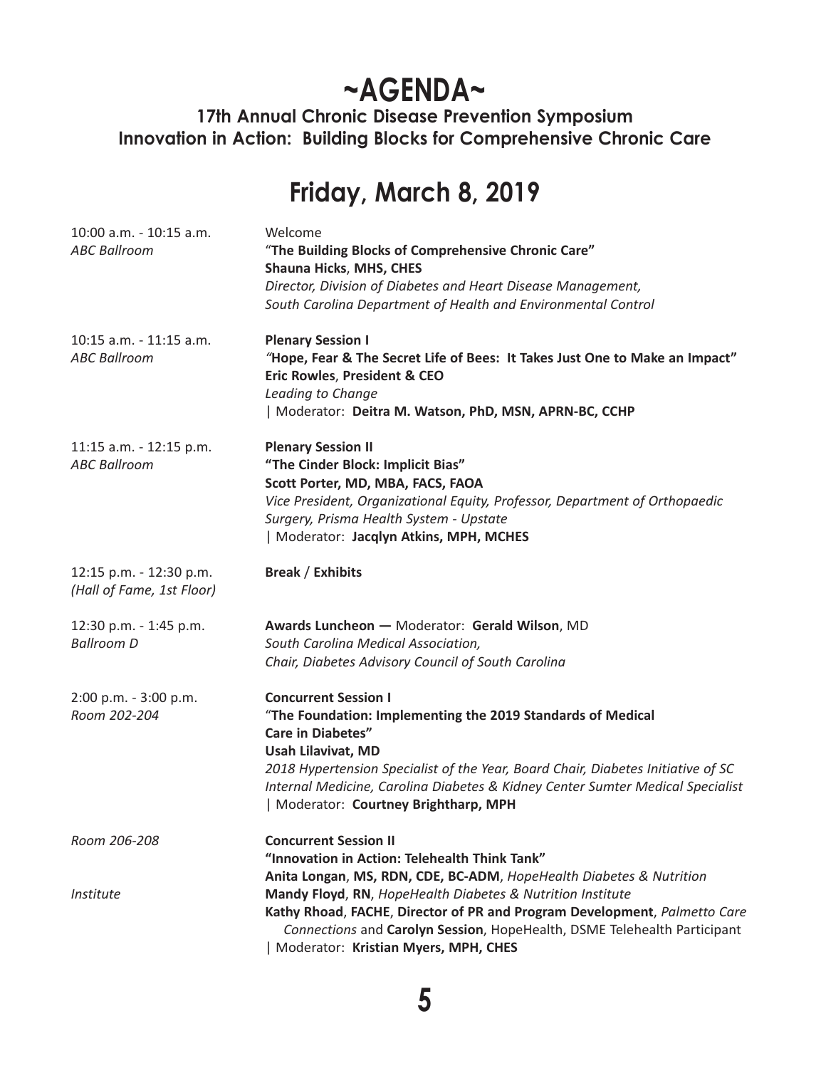# ~AGENDA~

**17th Annual Chronic Disease Prevention Symposium**
**Innovation in Action: Building Blocks for Comprehensive Chronic Care**

## Friday, March 8, 2019

10:00 a.m. - 10:15 a.m.
*ABC Ballroom*

Welcome
"**The Building Blocks of Comprehensive Chronic Care"**
**Shauna Hicks**, **MHS, CHES**
*Director, Division of Diabetes and Heart Disease Management, South Carolina Department of Health and Environmental Control*

10:15 a.m. - 11:15 a.m.
*ABC Ballroom*

**Plenary Session I**
*"***Hope, Fear & The Secret Life of Bees: It Takes Just One to Make an Impact"**
**Eric Rowles**, **President & CEO**
*Leading to Change*
| Moderator: **Deitra M. Watson, PhD, MSN, APRN-BC, CCHP**

11:15 a.m. - 12:15 p.m.
*ABC Ballroom*

**Plenary Session II**
**"The Cinder Block: Implicit Bias"**
**Scott Porter, MD, MBA, FACS, FAOA**
*Vice President, Organizational Equity, Professor, Department of Orthopaedic Surgery, Prisma Health System - Upstate*
| Moderator: **Jacqlyn Atkins, MPH, MCHES**

12:15 p.m. - 12:30 p.m.
*(Hall of Fame, 1st Floor)*

**Break** / **Exhibits**

12:30 p.m. - 1:45 p.m.
*Ballroom D*

**Awards Luncheon —** Moderator: **Gerald Wilson**, MD
*South Carolina Medical Association, Chair, Diabetes Advisory Council of South Carolina*

2:00 p.m. - 3:00 p.m.
*Room 202-204*

**Concurrent Session I**
"**The Foundation: Implementing the 2019 Standards of Medical Care in Diabetes"**
**Usah Lilavivat, MD**
*2018 Hypertension Specialist of the Year, Board Chair, Diabetes Initiative of SC Internal Medicine, Carolina Diabetes & Kidney Center Sumter Medical Specialist*
| Moderator: **Courtney Brightharp, MPH**

*Room 206-208*

**Concurrent Session II**
**"Innovation in Action: Telehealth Think Tank"**
**Anita Longan**, **MS, RDN, CDE, BC-ADM**, *HopeHealth Diabetes & Nutrition Institute*
**Mandy Floyd**, **RN**, *HopeHealth Diabetes & Nutrition Institute*
**Kathy Rhoad**, **FACHE**, **Director of PR and Program Development**, *Palmetto Care Connections* and **Carolyn Session**, HopeHealth, DSME Telehealth Participant
| Moderator: **Kristian Myers, MPH, CHES**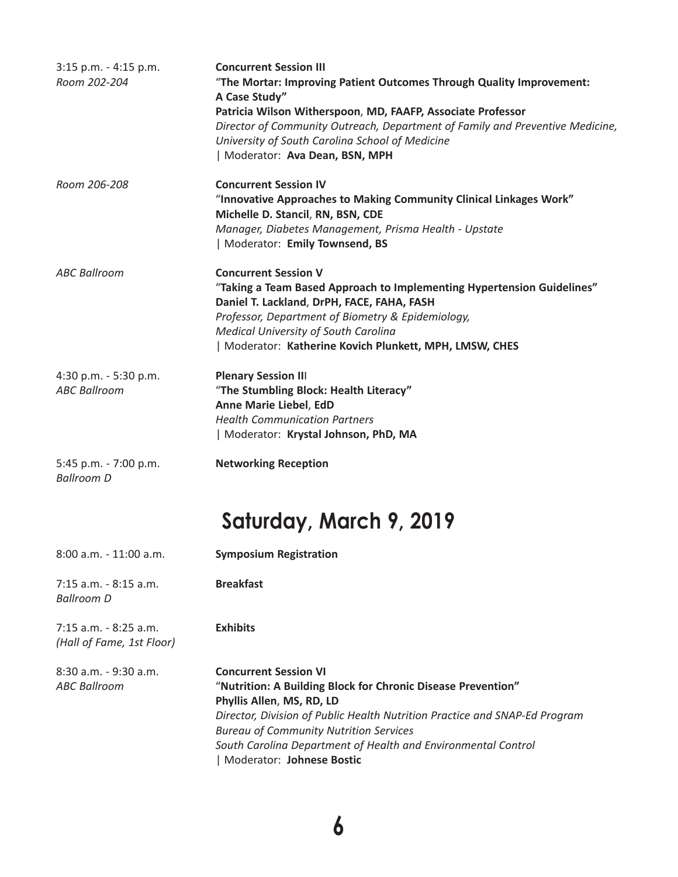3:15 p.m. - 4:15 p.m.
*Room 202-204*

**Concurrent Session III**
"**The Mortar: Improving Patient Outcomes Through Quality Improvement: A Case Study"**
**Patricia Wilson Witherspoon**, **MD, FAAFP, Associate Professor**
*Director of Community Outreach, Department of Family and Preventive Medicine, University of South Carolina School of Medicine*
| Moderator: **Ava Dean, BSN, MPH**

*Room 206-208*

**Concurrent Session IV**
"**Innovative Approaches to Making Community Clinical Linkages Work"**
**Michelle D. Stancil**, **RN, BSN, CDE**
*Manager, Diabetes Management, Prisma Health - Upstate*
| Moderator: **Emily Townsend, BS**

*ABC Ballroom*

**Concurrent Session V**
"**Taking a Team Based Approach to Implementing Hypertension Guidelines"**
**Daniel T. Lackland**, **DrPH, FACE, FAHA, FASH**
*Professor, Department of Biometry & Epidemiology, Medical University of South Carolina*
| Moderator: **Katherine Kovich Plunkett, MPH, LMSW, CHES**

4:30 p.m. - 5:30 p.m.
*ABC Ballroom*

**Plenary Session III**
"**The Stumbling Block: Health Literacy"**
**Anne Marie Liebel**, **EdD**
*Health Communication Partners*
| Moderator: **Krystal Johnson, PhD, MA**

5:45 p.m. - 7:00 p.m.
*Ballroom D*

**Networking Reception**

## Saturday, March 9, 2019

8:00 a.m. - 11:00 a.m.

**Symposium Registration**

7:15 a.m. - 8:15 a.m.
*Ballroom D*

**Breakfast**

7:15 a.m. - 8:25 a.m.
*(Hall of Fame, 1st Floor)*

**Exhibits**

8:30 a.m. - 9:30 a.m.
*ABC Ballroom*

**Concurrent Session VI**
"**Nutrition: A Building Block for Chronic Disease Prevention"**
**Phyllis Allen**, **MS, RD, LD**
*Director, Division of Public Health Nutrition Practice and SNAP-Ed Program*
*Bureau of Community Nutrition Services*
*South Carolina Department of Health and Environmental Control*
| Moderator: **Johnese Bostic**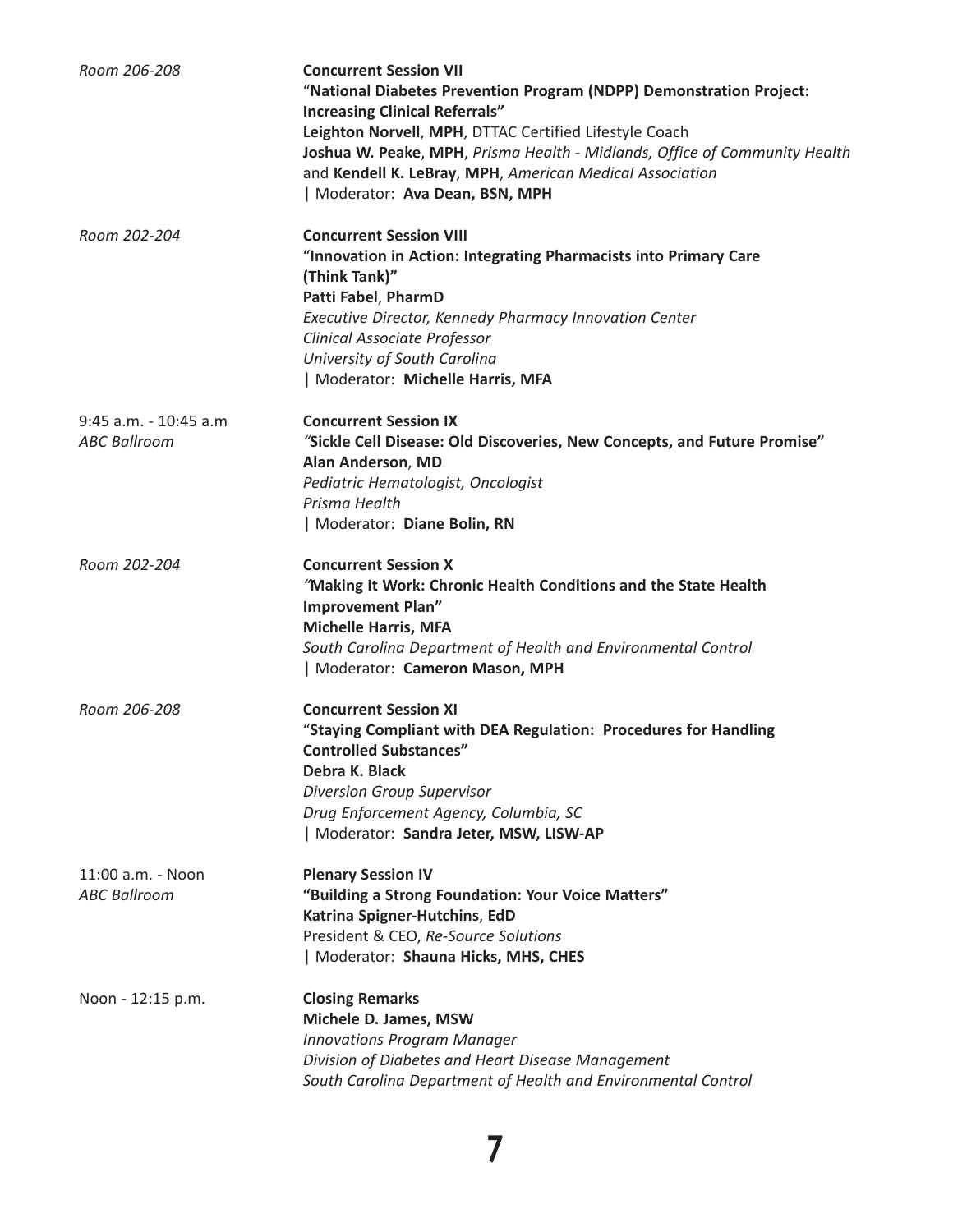*Room 206-208*

**Concurrent Session VII**
"**National Diabetes Prevention Program (NDPP) Demonstration Project: Increasing Clinical Referrals"**
**Leighton Norvell**, **MPH**, DTTAC Certified Lifestyle Coach
**Joshua W. Peake**, **MPH**, *Prisma Health - Midlands, Office of Community Health*
and **Kendell K. LeBray**, **MPH**, *American Medical Association*
| Moderator: **Ava Dean, BSN, MPH**

*Room 202-204*

**Concurrent Session VIII**
"**Innovation in Action: Integrating Pharmacists into Primary Care (Think Tank)"**
**Patti Fabel**, **PharmD**
*Executive Director, Kennedy Pharmacy Innovation Center*
*Clinical Associate Professor*
*University of South Carolina*
| Moderator: **Michelle Harris, MFA**

9:45 a.m. - 10:45 a.m
*ABC Ballroom*

**Concurrent Session IX**
*"***Sickle Cell Disease: Old Discoveries, New Concepts, and Future Promise"**
**Alan Anderson**, **MD**
*Pediatric Hematologist, Oncologist*
*Prisma Health*
| Moderator: **Diane Bolin, RN**

*Room 202-204*

**Concurrent Session X**
*"***Making It Work: Chronic Health Conditions and the State Health Improvement Plan"**
**Michelle Harris, MFA**
*South Carolina Department of Health and Environmental Control*
| Moderator: **Cameron Mason, MPH**

*Room 206-208*

**Concurrent Session XI**
"**Staying Compliant with DEA Regulation: Procedures for Handling Controlled Substances"**
**Debra K. Black**
*Diversion Group Supervisor*
*Drug Enforcement Agency, Columbia, SC*
| Moderator: **Sandra Jeter, MSW, LISW-AP**

11:00 a.m. - Noon
*ABC Ballroom*

**Plenary Session IV**
**"Building a Strong Foundation: Your Voice Matters"**
**Katrina Spigner-Hutchins**, **EdD**
President & CEO, *Re-Source Solutions*
| Moderator: **Shauna Hicks, MHS, CHES**

Noon - 12:15 p.m.

**Closing Remarks**
**Michele D. James, MSW**
*Innovations Program Manager*
*Division of Diabetes and Heart Disease Management*
*South Carolina Department of Health and Environmental Control*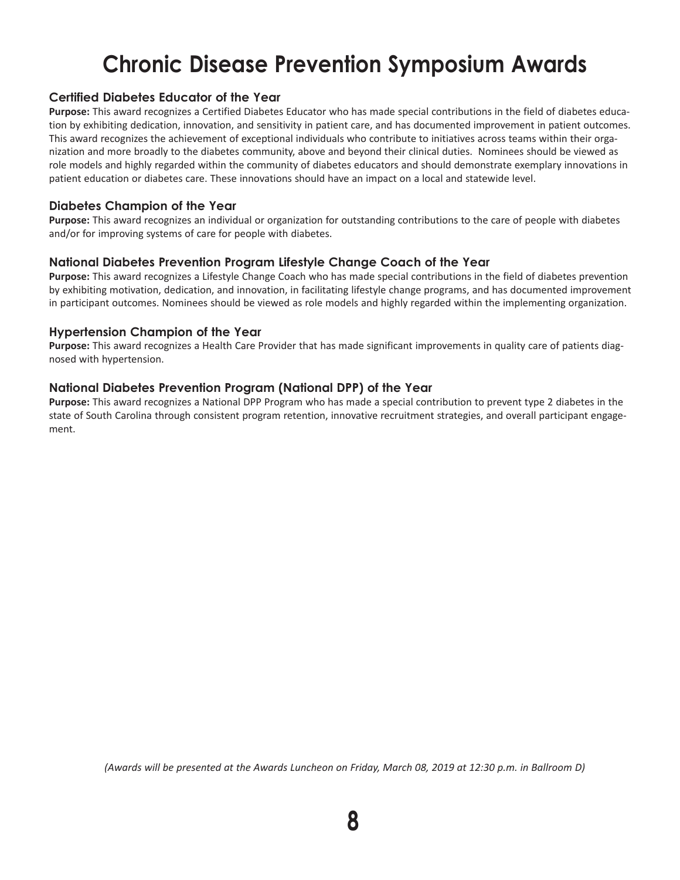# Chronic Disease Prevention Symposium Awards

### Certified Diabetes Educator of the Year

**Purpose:** This award recognizes a Certified Diabetes Educator who has made special contributions in the field of diabetes education by exhibiting dedication, innovation, and sensitivity in patient care, and has documented improvement in patient outcomes. This award recognizes the achievement of exceptional individuals who contribute to initiatives across teams within their organization and more broadly to the diabetes community, above and beyond their clinical duties. Nominees should be viewed as role models and highly regarded within the community of diabetes educators and should demonstrate exemplary innovations in patient education or diabetes care. These innovations should have an impact on a local and statewide level.

### Diabetes Champion of the Year

**Purpose:** This award recognizes an individual or organization for outstanding contributions to the care of people with diabetes and/or for improving systems of care for people with diabetes.

### National Diabetes Prevention Program Lifestyle Change Coach of the Year

**Purpose:** This award recognizes a Lifestyle Change Coach who has made special contributions in the field of diabetes prevention by exhibiting motivation, dedication, and innovation, in facilitating lifestyle change programs, and has documented improvement in participant outcomes. Nominees should be viewed as role models and highly regarded within the implementing organization.

### Hypertension Champion of the Year

**Purpose:** This award recognizes a Health Care Provider that has made significant improvements in quality care of patients diagnosed with hypertension.

### National Diabetes Prevention Program (National DPP) of the Year

**Purpose:** This award recognizes a National DPP Program who has made a special contribution to prevent type 2 diabetes in the state of South Carolina through consistent program retention, innovative recruitment strategies, and overall participant engagement.

*(Awards will be presented at the Awards Luncheon on Friday, March 08, 2019 at 12:30 p.m. in Ballroom D)*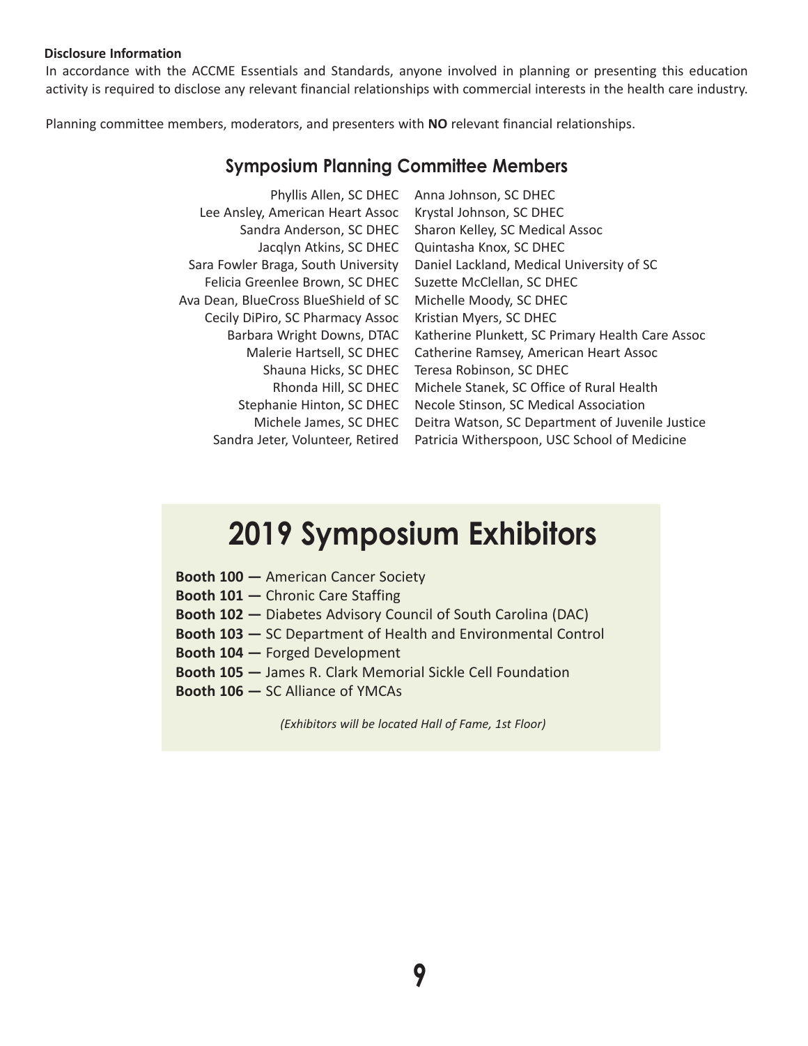**Disclosure Information**

In accordance with the ACCME Essentials and Standards, anyone involved in planning or presenting this education activity is required to disclose any relevant financial relationships with commercial interests in the health care industry.

Planning committee members, moderators, and presenters with **NO** relevant financial relationships.

## Symposium Planning Committee Members

Phyllis Allen, SC DHEC
Lee Ansley, American Heart Assoc
Sandra Anderson, SC DHEC
Jacqlyn Atkins, SC DHEC
Sara Fowler Braga, South University
Felicia Greenlee Brown, SC DHEC
Ava Dean, BlueCross BlueShield of SC
Cecily DiPiro, SC Pharmacy Assoc
Barbara Wright Downs, DTAC
Malerie Hartsell, SC DHEC
Shauna Hicks, SC DHEC
Rhonda Hill, SC DHEC
Stephanie Hinton, SC DHEC
Michele James, SC DHEC
Sandra Jeter, Volunteer, Retired
Anna Johnson, SC DHEC
Krystal Johnson, SC DHEC
Sharon Kelley, SC Medical Assoc
Quintasha Knox, SC DHEC
Daniel Lackland, Medical University of SC
Suzette McClellan, SC DHEC
Michelle Moody, SC DHEC
Kristian Myers, SC DHEC
Katherine Plunkett, SC Primary Health Care Assoc
Catherine Ramsey, American Heart Assoc
Teresa Robinson, SC DHEC
Michele Stanek, SC Office of Rural Health
Necole Stinson, SC Medical Association
Deitra Watson, SC Department of Juvenile Justice
Patricia Witherspoon, USC School of Medicine

# 2019 Symposium Exhibitors

**Booth 100 —** American Cancer Society
**Booth 101 —** Chronic Care Staffing
**Booth 102 —** Diabetes Advisory Council of South Carolina (DAC)
**Booth 103 —** SC Department of Health and Environmental Control
**Booth 104 —** Forged Development
**Booth 105 —** James R. Clark Memorial Sickle Cell Foundation
**Booth 106 —** SC Alliance of YMCAs

*(Exhibitors will be located Hall of Fame, 1st Floor)*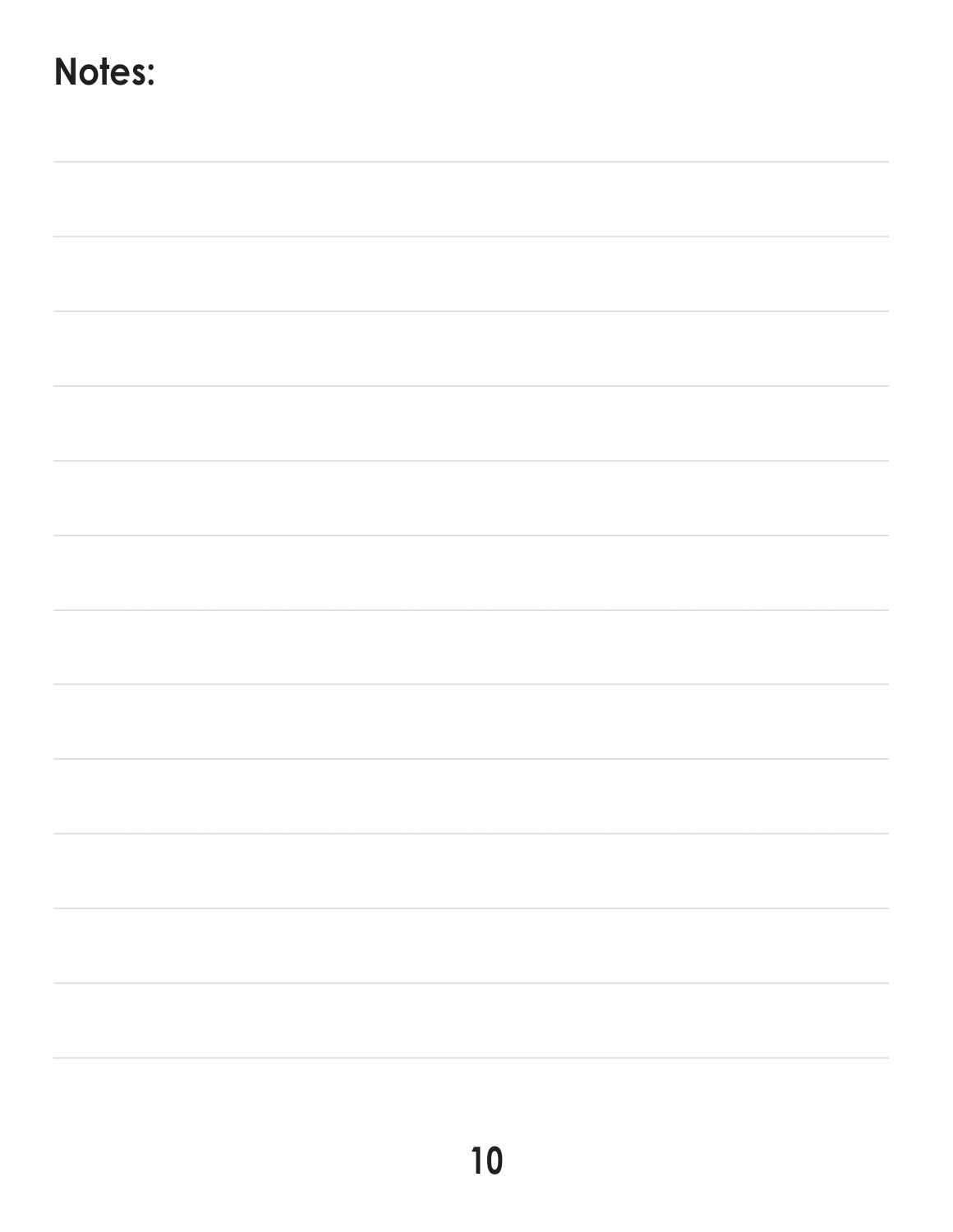**Notes:**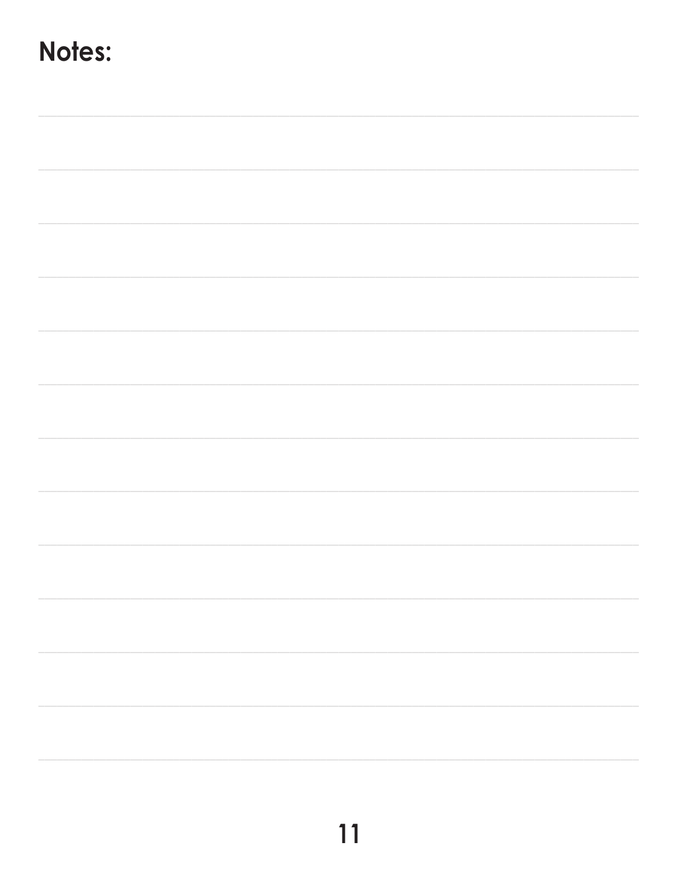**Notes:**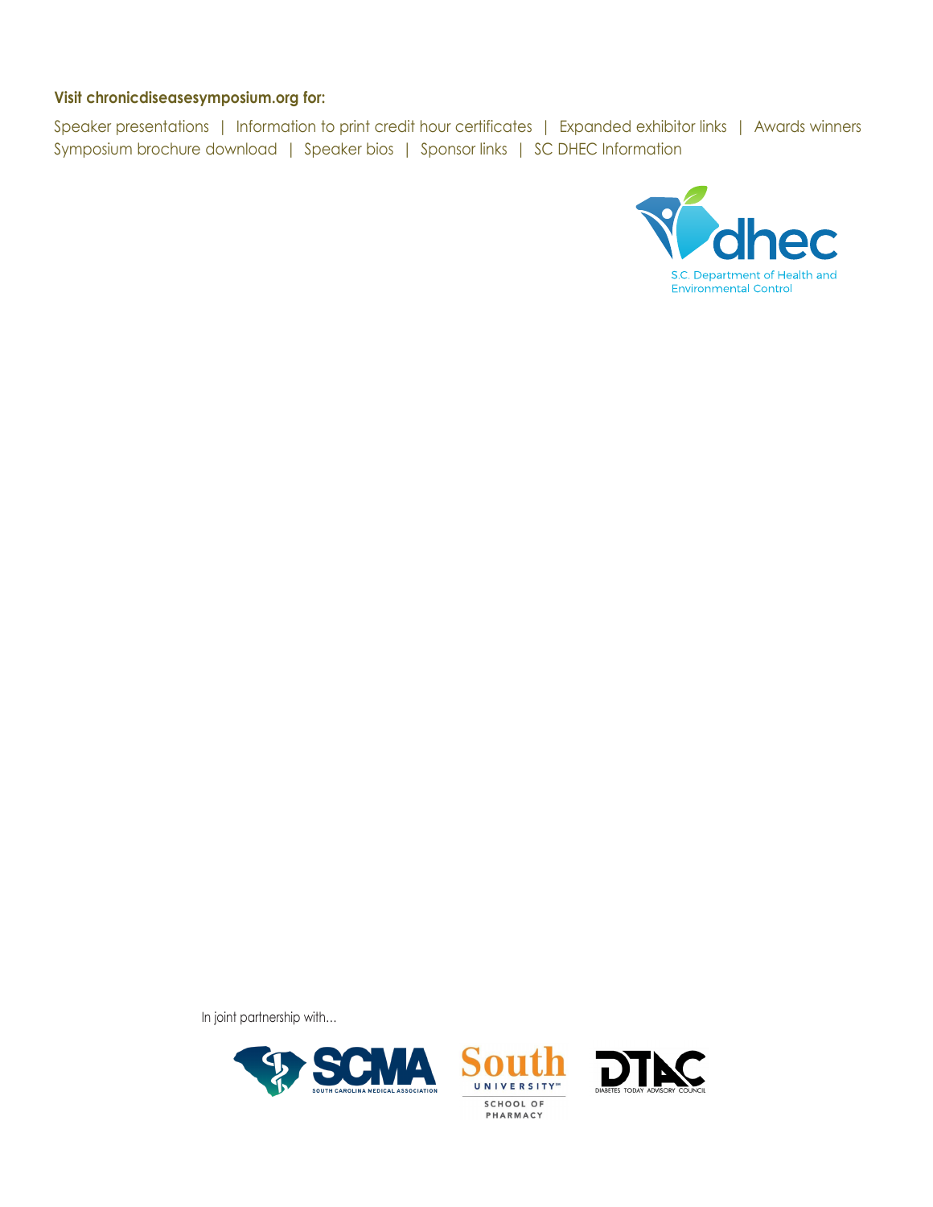**Visit chronicdiseasesymposium.org for:**

Speaker presentations | Information to print credit hour certificates | Expanded exhibitor links | Awards winners
Symposium brochure download | Speaker bios | Sponsor links | SC DHEC Information

dhec
S.C. Department of Health and Environmental Control

In joint partnership with...

SCMA
SOUTH CAROLINA MEDICAL ASSOCIATION

South
UNIVERSITY
SCHOOL OF PHARMACY

DTAC
DIABETES TODAY ADVISORY COUNCIL